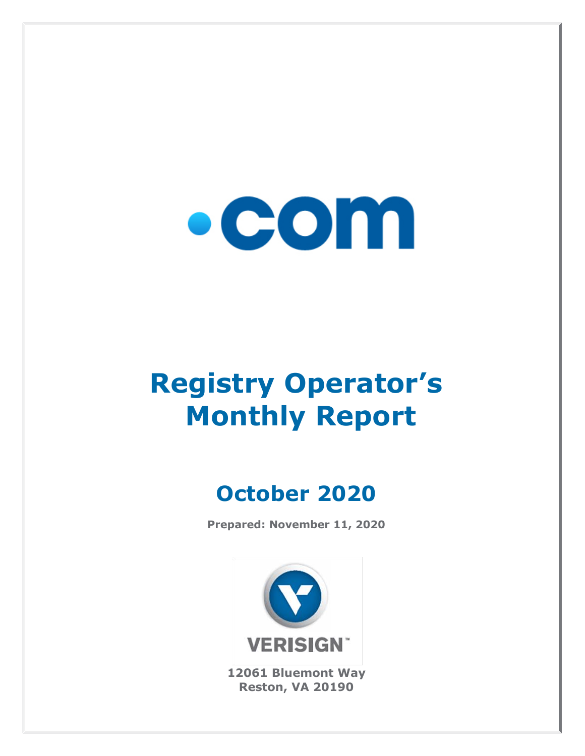# .com

# Registry Operator's Monthly Report

## October 2020

**Prepared: November 11, 2020**

VERISIGN

**12061 Bluemont Way**
**Reston, VA 20190**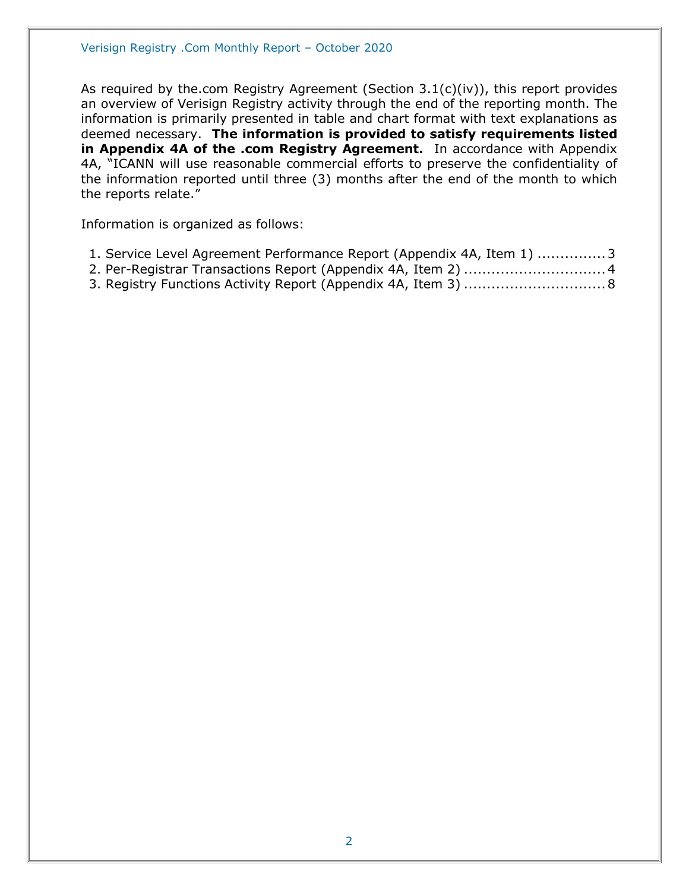As required by the.com Registry Agreement (Section 3.1(c)(iv)), this report provides an overview of Verisign Registry activity through the end of the reporting month. The information is primarily presented in table and chart format with text explanations as deemed necessary. **The information is provided to satisfy requirements listed in Appendix 4A of the .com Registry Agreement.** In accordance with Appendix 4A, "ICANN will use reasonable commercial efforts to preserve the confidentiality of the information reported until three (3) months after the end of the month to which the reports relate."

Information is organized as follows:

1. Service Level Agreement Performance Report (Appendix 4A, Item 1) ............... 3
2. Per-Registrar Transactions Report (Appendix 4A, Item 2) ............................... 4
3. Registry Functions Activity Report (Appendix 4A, Item 3) ............................... 8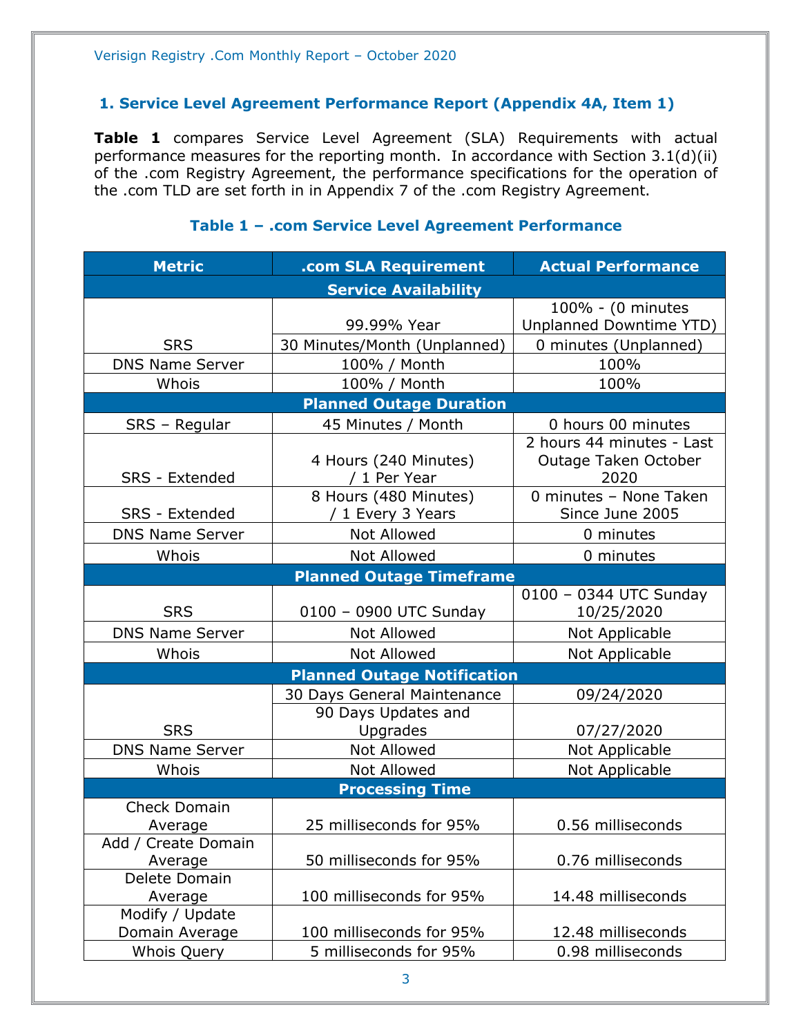## 1. Service Level Agreement Performance Report (Appendix 4A, Item 1)

**Table 1** compares Service Level Agreement (SLA) Requirements with actual performance measures for the reporting month. In accordance with Section 3.1(d)(ii) of the .com Registry Agreement, the performance specifications for the operation of the .com TLD are set forth in in Appendix 7 of the .com Registry Agreement.

### Table 1 – .com Service Level Agreement Performance

| Metric | .com SLA Requirement | Actual Performance |
|---|---|---|
| **Service Availability** | | |
| SRS | 99.99% Year | 100% - (0 minutes Unplanned Downtime YTD) |
| | 30 Minutes/Month (Unplanned) | 0 minutes (Unplanned) |
| DNS Name Server | 100% / Month | 100% |
| Whois | 100% / Month | 100% |
| **Planned Outage Duration** | | |
| SRS – Regular | 45 Minutes / Month | 0 hours 00 minutes |
| SRS - Extended | 4 Hours (240 Minutes) / 1 Per Year | 2 hours 44 minutes - Last Outage Taken October 2020 |
| SRS - Extended | 8 Hours (480 Minutes) / 1 Every 3 Years | 0 minutes – None Taken Since June 2005 |
| DNS Name Server | Not Allowed | 0 minutes |
| Whois | Not Allowed | 0 minutes |
| **Planned Outage Timeframe** | | |
| SRS | 0100 – 0900 UTC Sunday | 0100 – 0344 UTC Sunday 10/25/2020 |
| DNS Name Server | Not Allowed | Not Applicable |
| Whois | Not Allowed | Not Applicable |
| **Planned Outage Notification** | | |
| SRS | 30 Days General Maintenance | 09/24/2020 |
| | 90 Days Updates and Upgrades | 07/27/2020 |
| DNS Name Server | Not Allowed | Not Applicable |
| Whois | Not Allowed | Not Applicable |
| **Processing Time** | | |
| Check Domain Average | 25 milliseconds for 95% | 0.56 milliseconds |
| Add / Create Domain Average | 50 milliseconds for 95% | 0.76 milliseconds |
| Delete Domain Average | 100 milliseconds for 95% | 14.48 milliseconds |
| Modify / Update Domain Average | 100 milliseconds for 95% | 12.48 milliseconds |
| Whois Query | 5 milliseconds for 95% | 0.98 milliseconds |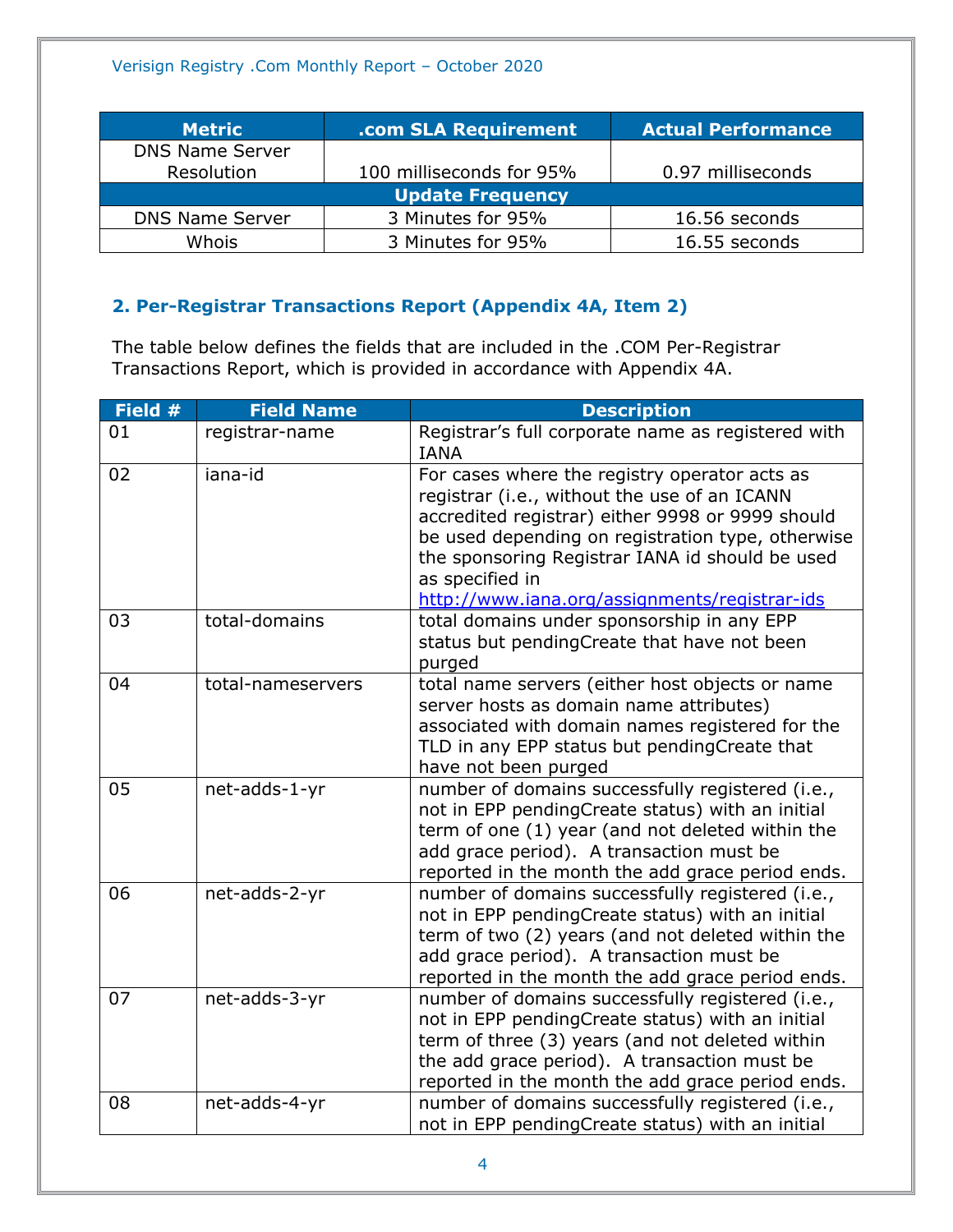| Metric | .com SLA Requirement | Actual Performance |
|---|---|---|
| DNS Name Server Resolution | 100 milliseconds for 95% | 0.97 milliseconds |
| **Update Frequency** | | |
| DNS Name Server | 3 Minutes for 95% | 16.56 seconds |
| Whois | 3 Minutes for 95% | 16.55 seconds |

## 2. Per-Registrar Transactions Report (Appendix 4A, Item 2)

The table below defines the fields that are included in the .COM Per-Registrar Transactions Report, which is provided in accordance with Appendix 4A.

| Field # | Field Name | Description |
|---|---|---|
| 01 | registrar-name | Registrar's full corporate name as registered with IANA |
| 02 | iana-id | For cases where the registry operator acts as registrar (i.e., without the use of an ICANN accredited registrar) either 9998 or 9999 should be used depending on registration type, otherwise the sponsoring Registrar IANA id should be used as specified in http://www.iana.org/assignments/registrar-ids |
| 03 | total-domains | total domains under sponsorship in any EPP status but pendingCreate that have not been purged |
| 04 | total-nameservers | total name servers (either host objects or name server hosts as domain name attributes) associated with domain names registered for the TLD in any EPP status but pendingCreate that have not been purged |
| 05 | net-adds-1-yr | number of domains successfully registered (i.e., not in EPP pendingCreate status) with an initial term of one (1) year (and not deleted within the add grace period). A transaction must be reported in the month the add grace period ends. |
| 06 | net-adds-2-yr | number of domains successfully registered (i.e., not in EPP pendingCreate status) with an initial term of two (2) years (and not deleted within the add grace period). A transaction must be reported in the month the add grace period ends. |
| 07 | net-adds-3-yr | number of domains successfully registered (i.e., not in EPP pendingCreate status) with an initial term of three (3) years (and not deleted within the add grace period). A transaction must be reported in the month the add grace period ends. |
| 08 | net-adds-4-yr | number of domains successfully registered (i.e., not in EPP pendingCreate status) with an initial |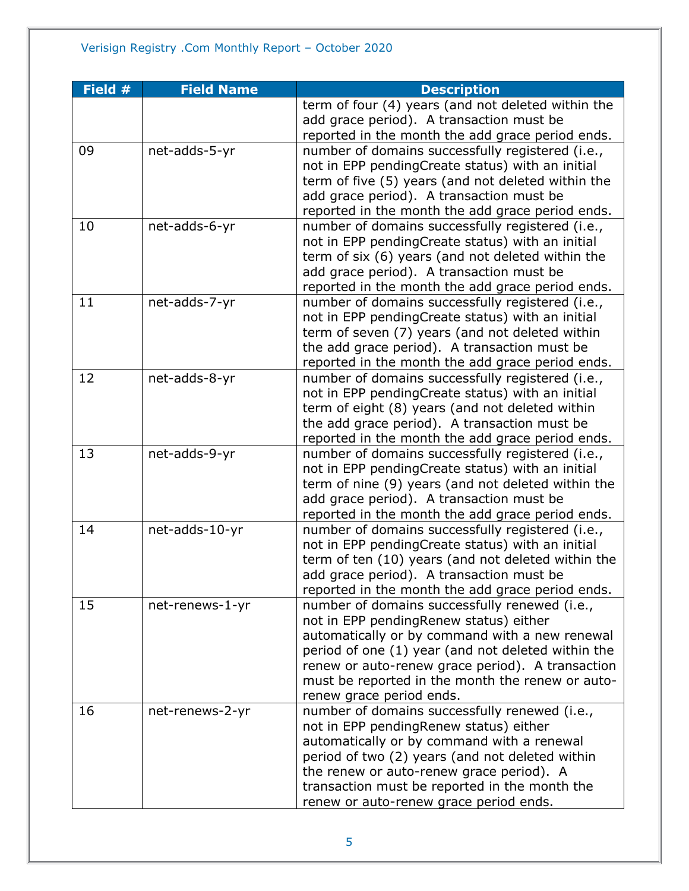| Field # | Field Name | Description |
|---|---|---|
| | | term of four (4) years (and not deleted within the add grace period). A transaction must be reported in the month the add grace period ends. |
| 09 | net-adds-5-yr | number of domains successfully registered (i.e., not in EPP pendingCreate status) with an initial term of five (5) years (and not deleted within the add grace period). A transaction must be reported in the month the add grace period ends. |
| 10 | net-adds-6-yr | number of domains successfully registered (i.e., not in EPP pendingCreate status) with an initial term of six (6) years (and not deleted within the add grace period). A transaction must be reported in the month the add grace period ends. |
| 11 | net-adds-7-yr | number of domains successfully registered (i.e., not in EPP pendingCreate status) with an initial term of seven (7) years (and not deleted within the add grace period). A transaction must be reported in the month the add grace period ends. |
| 12 | net-adds-8-yr | number of domains successfully registered (i.e., not in EPP pendingCreate status) with an initial term of eight (8) years (and not deleted within the add grace period). A transaction must be reported in the month the add grace period ends. |
| 13 | net-adds-9-yr | number of domains successfully registered (i.e., not in EPP pendingCreate status) with an initial term of nine (9) years (and not deleted within the add grace period). A transaction must be reported in the month the add grace period ends. |
| 14 | net-adds-10-yr | number of domains successfully registered (i.e., not in EPP pendingCreate status) with an initial term of ten (10) years (and not deleted within the add grace period). A transaction must be reported in the month the add grace period ends. |
| 15 | net-renews-1-yr | number of domains successfully renewed (i.e., not in EPP pendingRenew status) either automatically or by command with a new renewal period of one (1) year (and not deleted within the renew or auto-renew grace period). A transaction must be reported in the month the renew or auto-renew grace period ends. |
| 16 | net-renews-2-yr | number of domains successfully renewed (i.e., not in EPP pendingRenew status) either automatically or by command with a renewal period of two (2) years (and not deleted within the renew or auto-renew grace period). A transaction must be reported in the month the renew or auto-renew grace period ends. |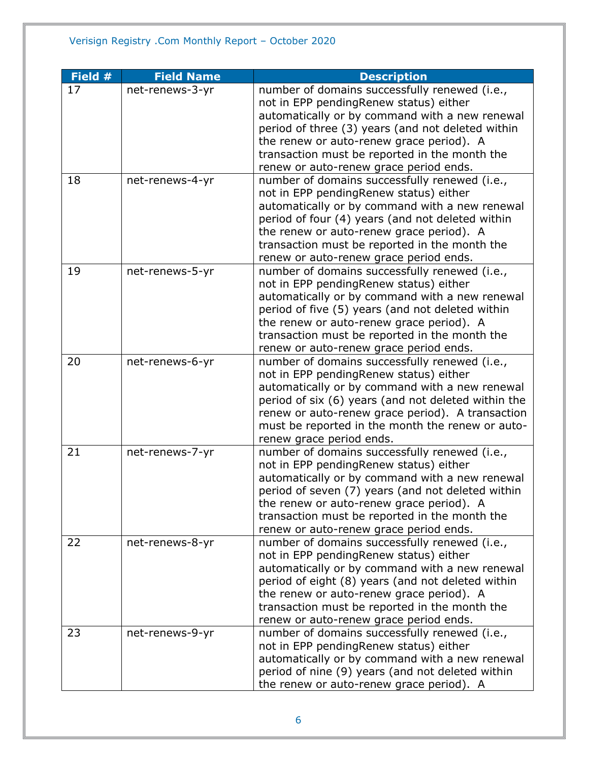| Field # | Field Name | Description |
|---|---|---|
| 17 | net-renews-3-yr | number of domains successfully renewed (i.e., not in EPP pendingRenew status) either automatically or by command with a new renewal period of three (3) years (and not deleted within the renew or auto-renew grace period). A transaction must be reported in the month the renew or auto-renew grace period ends. |
| 18 | net-renews-4-yr | number of domains successfully renewed (i.e., not in EPP pendingRenew status) either automatically or by command with a new renewal period of four (4) years (and not deleted within the renew or auto-renew grace period). A transaction must be reported in the month the renew or auto-renew grace period ends. |
| 19 | net-renews-5-yr | number of domains successfully renewed (i.e., not in EPP pendingRenew status) either automatically or by command with a new renewal period of five (5) years (and not deleted within the renew or auto-renew grace period). A transaction must be reported in the month the renew or auto-renew grace period ends. |
| 20 | net-renews-6-yr | number of domains successfully renewed (i.e., not in EPP pendingRenew status) either automatically or by command with a new renewal period of six (6) years (and not deleted within the renew or auto-renew grace period). A transaction must be reported in the month the renew or auto-renew grace period ends. |
| 21 | net-renews-7-yr | number of domains successfully renewed (i.e., not in EPP pendingRenew status) either automatically or by command with a new renewal period of seven (7) years (and not deleted within the renew or auto-renew grace period). A transaction must be reported in the month the renew or auto-renew grace period ends. |
| 22 | net-renews-8-yr | number of domains successfully renewed (i.e., not in EPP pendingRenew status) either automatically or by command with a new renewal period of eight (8) years (and not deleted within the renew or auto-renew grace period). A transaction must be reported in the month the renew or auto-renew grace period ends. |
| 23 | net-renews-9-yr | number of domains successfully renewed (i.e., not in EPP pendingRenew status) either automatically or by command with a new renewal period of nine (9) years (and not deleted within the renew or auto-renew grace period). A |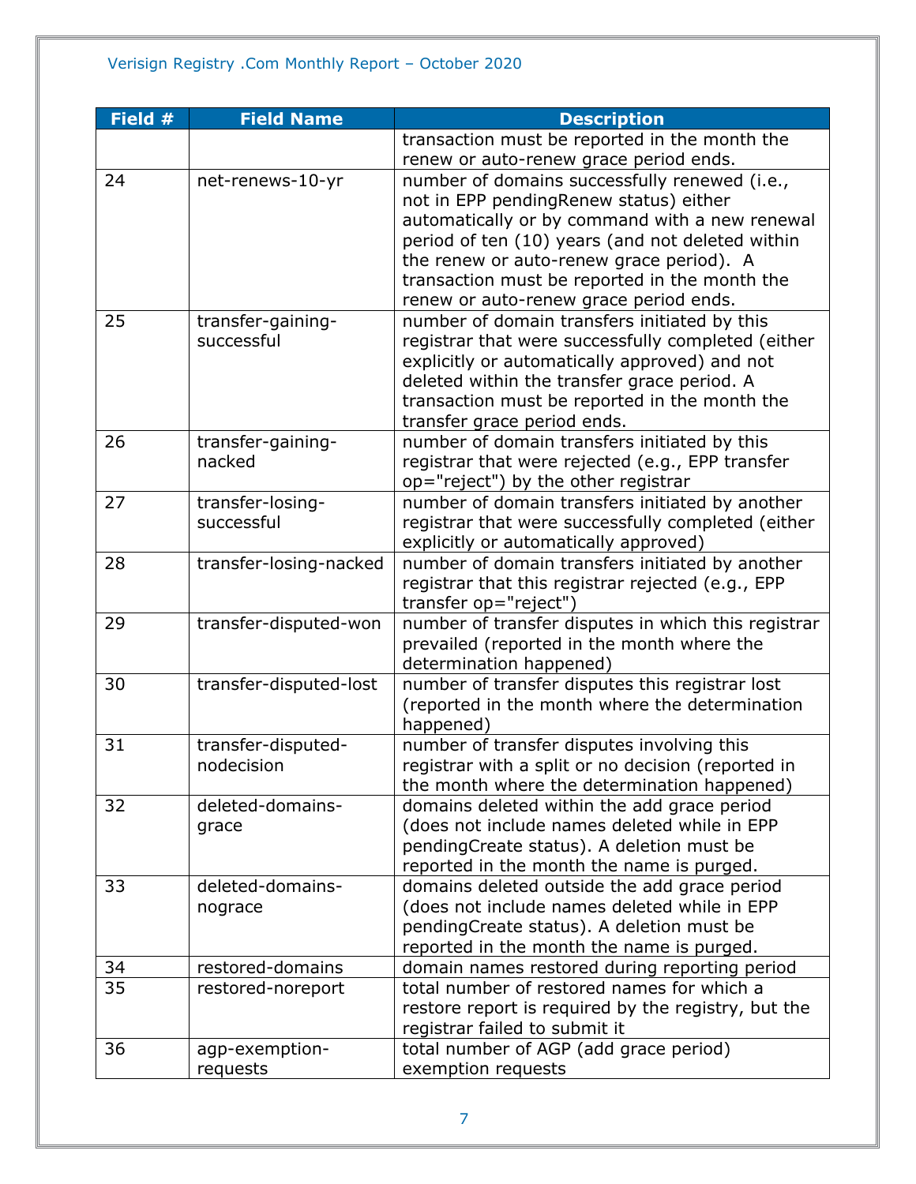| Field # | Field Name | Description |
|---|---|---|
| | | transaction must be reported in the month the renew or auto-renew grace period ends. |
| 24 | net-renews-10-yr | number of domains successfully renewed (i.e., not in EPP pendingRenew status) either automatically or by command with a new renewal period of ten (10) years (and not deleted within the renew or auto-renew grace period). A transaction must be reported in the month the renew or auto-renew grace period ends. |
| 25 | transfer-gaining-successful | number of domain transfers initiated by this registrar that were successfully completed (either explicitly or automatically approved) and not deleted within the transfer grace period. A transaction must be reported in the month the transfer grace period ends. |
| 26 | transfer-gaining-nacked | number of domain transfers initiated by this registrar that were rejected (e.g., EPP transfer op="reject") by the other registrar |
| 27 | transfer-losing-successful | number of domain transfers initiated by another registrar that were successfully completed (either explicitly or automatically approved) |
| 28 | transfer-losing-nacked | number of domain transfers initiated by another registrar that this registrar rejected (e.g., EPP transfer op="reject") |
| 29 | transfer-disputed-won | number of transfer disputes in which this registrar prevailed (reported in the month where the determination happened) |
| 30 | transfer-disputed-lost | number of transfer disputes this registrar lost (reported in the month where the determination happened) |
| 31 | transfer-disputed-nodecision | number of transfer disputes involving this registrar with a split or no decision (reported in the month where the determination happened) |
| 32 | deleted-domains-grace | domains deleted within the add grace period (does not include names deleted while in EPP pendingCreate status). A deletion must be reported in the month the name is purged. |
| 33 | deleted-domains-nograce | domains deleted outside the add grace period (does not include names deleted while in EPP pendingCreate status). A deletion must be reported in the month the name is purged. |
| 34 | restored-domains | domain names restored during reporting period |
| 35 | restored-noreport | total number of restored names for which a restore report is required by the registry, but the registrar failed to submit it |
| 36 | agp-exemption-requests | total number of AGP (add grace period) exemption requests |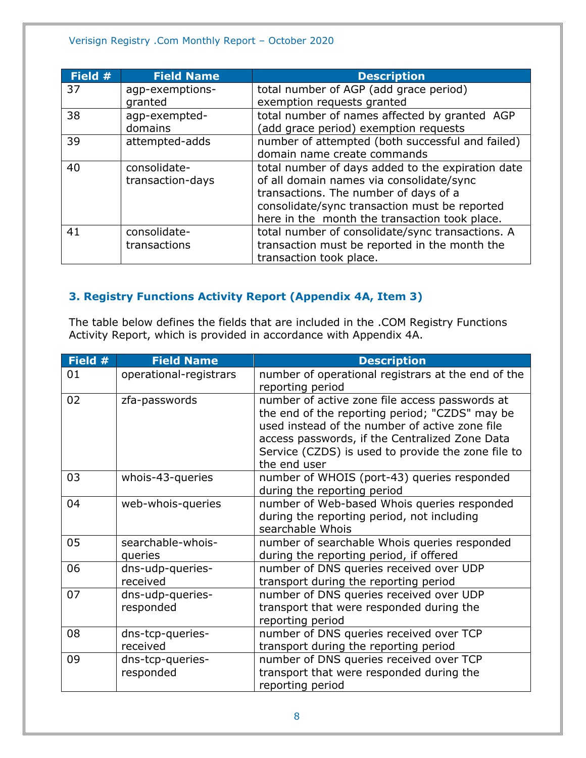| Field # | Field Name | Description |
|---|---|---|
| 37 | agp-exemptions-granted | total number of AGP (add grace period) exemption requests granted |
| 38 | agp-exempted-domains | total number of names affected by granted AGP (add grace period) exemption requests |
| 39 | attempted-adds | number of attempted (both successful and failed) domain name create commands |
| 40 | consolidate-transaction-days | total number of days added to the expiration date of all domain names via consolidate/sync transactions. The number of days of a consolidate/sync transaction must be reported here in the month the transaction took place. |
| 41 | consolidate-transactions | total number of consolidate/sync transactions. A transaction must be reported in the month the transaction took place. |

### 3. Registry Functions Activity Report (Appendix 4A, Item 3)

The table below defines the fields that are included in the .COM Registry Functions Activity Report, which is provided in accordance with Appendix 4A.

| Field # | Field Name | Description |
|---|---|---|
| 01 | operational-registrars | number of operational registrars at the end of the reporting period |
| 02 | zfa-passwords | number of active zone file access passwords at the end of the reporting period; "CZDS" may be used instead of the number of active zone file access passwords, if the Centralized Zone Data Service (CZDS) is used to provide the zone file to the end user |
| 03 | whois-43-queries | number of WHOIS (port-43) queries responded during the reporting period |
| 04 | web-whois-queries | number of Web-based Whois queries responded during the reporting period, not including searchable Whois |
| 05 | searchable-whois-queries | number of searchable Whois queries responded during the reporting period, if offered |
| 06 | dns-udp-queries-received | number of DNS queries received over UDP transport during the reporting period |
| 07 | dns-udp-queries-responded | number of DNS queries received over UDP transport that were responded during the reporting period |
| 08 | dns-tcp-queries-received | number of DNS queries received over TCP transport during the reporting period |
| 09 | dns-tcp-queries-responded | number of DNS queries received over TCP transport that were responded during the reporting period |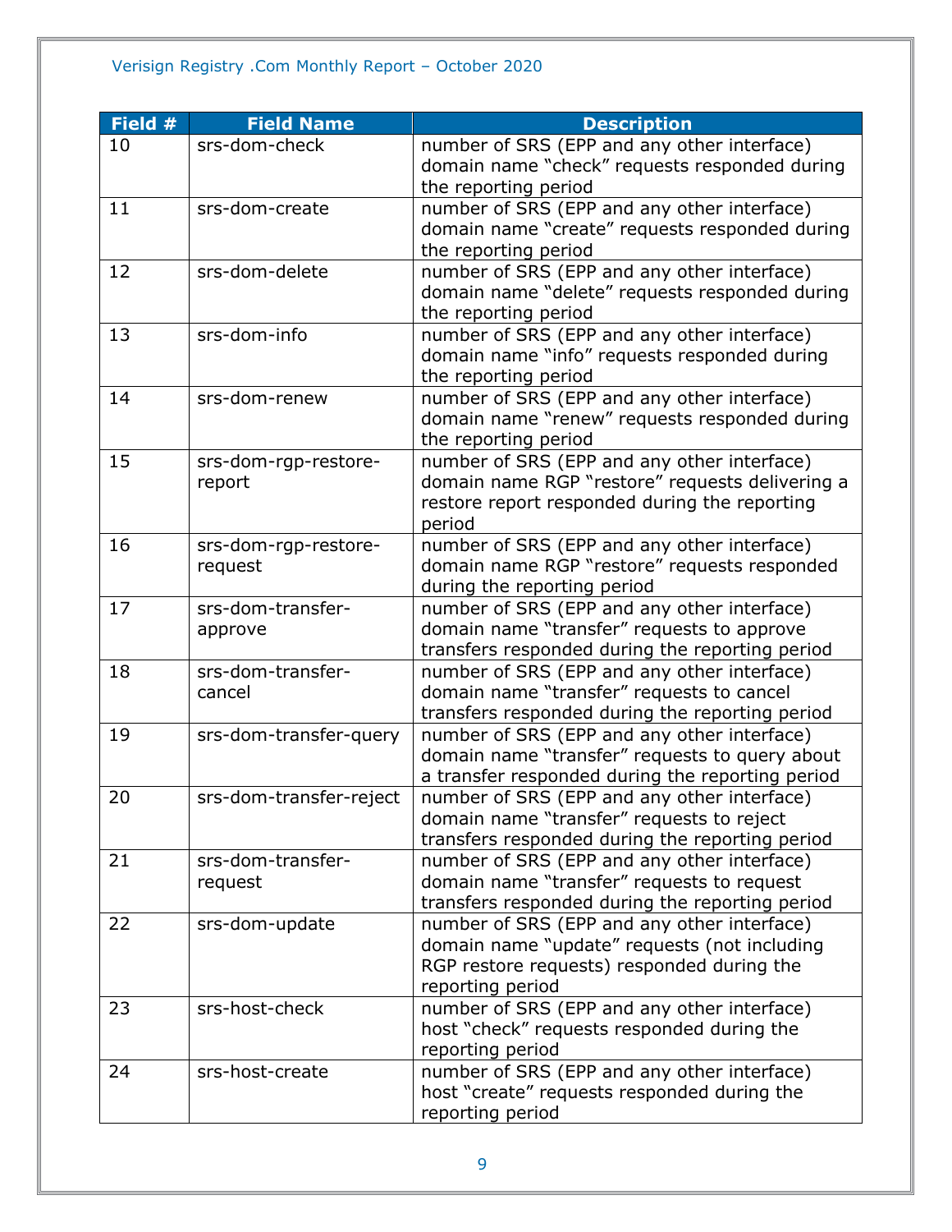| Field # | Field Name | Description |
|---|---|---|
| 10 | srs-dom-check | number of SRS (EPP and any other interface) domain name "check" requests responded during the reporting period |
| 11 | srs-dom-create | number of SRS (EPP and any other interface) domain name "create" requests responded during the reporting period |
| 12 | srs-dom-delete | number of SRS (EPP and any other interface) domain name "delete" requests responded during the reporting period |
| 13 | srs-dom-info | number of SRS (EPP and any other interface) domain name "info" requests responded during the reporting period |
| 14 | srs-dom-renew | number of SRS (EPP and any other interface) domain name "renew" requests responded during the reporting period |
| 15 | srs-dom-rgp-restore-report | number of SRS (EPP and any other interface) domain name RGP "restore" requests delivering a restore report responded during the reporting period |
| 16 | srs-dom-rgp-restore-request | number of SRS (EPP and any other interface) domain name RGP "restore" requests responded during the reporting period |
| 17 | srs-dom-transfer-approve | number of SRS (EPP and any other interface) domain name "transfer" requests to approve transfers responded during the reporting period |
| 18 | srs-dom-transfer-cancel | number of SRS (EPP and any other interface) domain name "transfer" requests to cancel transfers responded during the reporting period |
| 19 | srs-dom-transfer-query | number of SRS (EPP and any other interface) domain name "transfer" requests to query about a transfer responded during the reporting period |
| 20 | srs-dom-transfer-reject | number of SRS (EPP and any other interface) domain name "transfer" requests to reject transfers responded during the reporting period |
| 21 | srs-dom-transfer-request | number of SRS (EPP and any other interface) domain name "transfer" requests to request transfers responded during the reporting period |
| 22 | srs-dom-update | number of SRS (EPP and any other interface) domain name "update" requests (not including RGP restore requests) responded during the reporting period |
| 23 | srs-host-check | number of SRS (EPP and any other interface) host "check" requests responded during the reporting period |
| 24 | srs-host-create | number of SRS (EPP and any other interface) host "create" requests responded during the reporting period |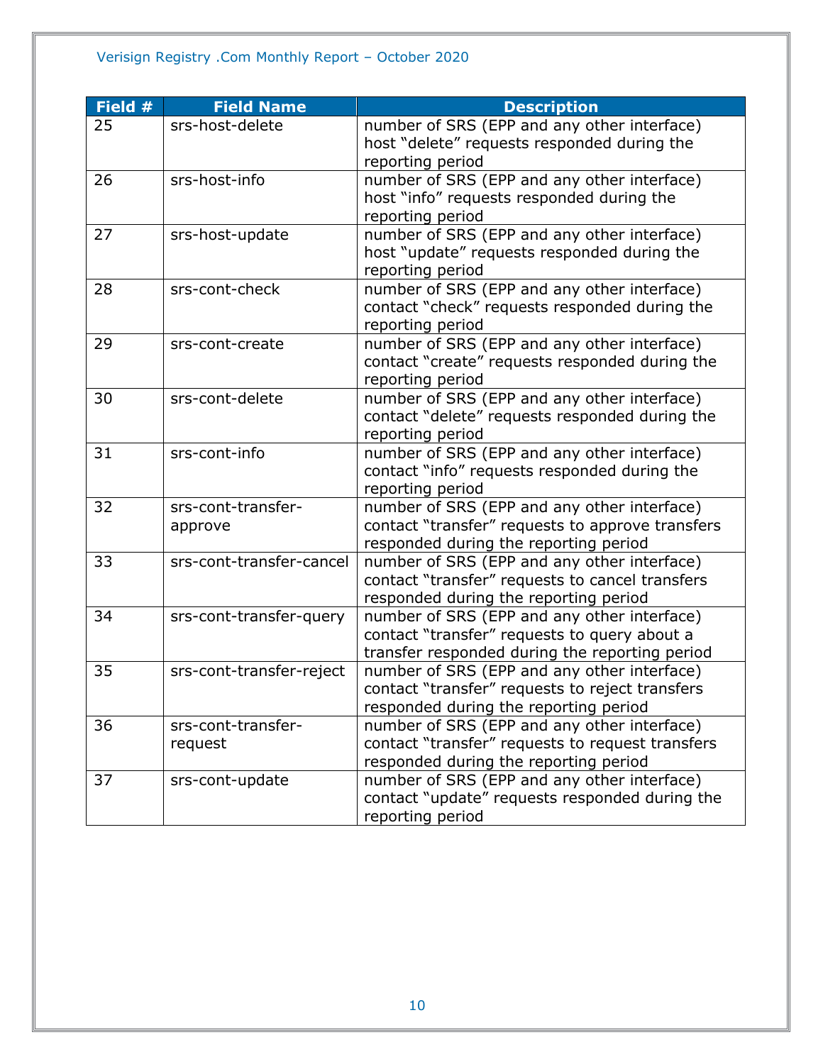| Field # | Field Name | Description |
| --- | --- | --- |
| 25 | srs-host-delete | number of SRS (EPP and any other interface) host “delete” requests responded during the reporting period |
| 26 | srs-host-info | number of SRS (EPP and any other interface) host “info” requests responded during the reporting period |
| 27 | srs-host-update | number of SRS (EPP and any other interface) host “update” requests responded during the reporting period |
| 28 | srs-cont-check | number of SRS (EPP and any other interface) contact “check” requests responded during the reporting period |
| 29 | srs-cont-create | number of SRS (EPP and any other interface) contact “create” requests responded during the reporting period |
| 30 | srs-cont-delete | number of SRS (EPP and any other interface) contact “delete” requests responded during the reporting period |
| 31 | srs-cont-info | number of SRS (EPP and any other interface) contact “info” requests responded during the reporting period |
| 32 | srs-cont-transfer-approve | number of SRS (EPP and any other interface) contact “transfer” requests to approve transfers responded during the reporting period |
| 33 | srs-cont-transfer-cancel | number of SRS (EPP and any other interface) contact “transfer” requests to cancel transfers responded during the reporting period |
| 34 | srs-cont-transfer-query | number of SRS (EPP and any other interface) contact “transfer” requests to query about a transfer responded during the reporting period |
| 35 | srs-cont-transfer-reject | number of SRS (EPP and any other interface) contact “transfer” requests to reject transfers responded during the reporting period |
| 36 | srs-cont-transfer-request | number of SRS (EPP and any other interface) contact “transfer” requests to request transfers responded during the reporting period |
| 37 | srs-cont-update | number of SRS (EPP and any other interface) contact “update” requests responded during the reporting period |